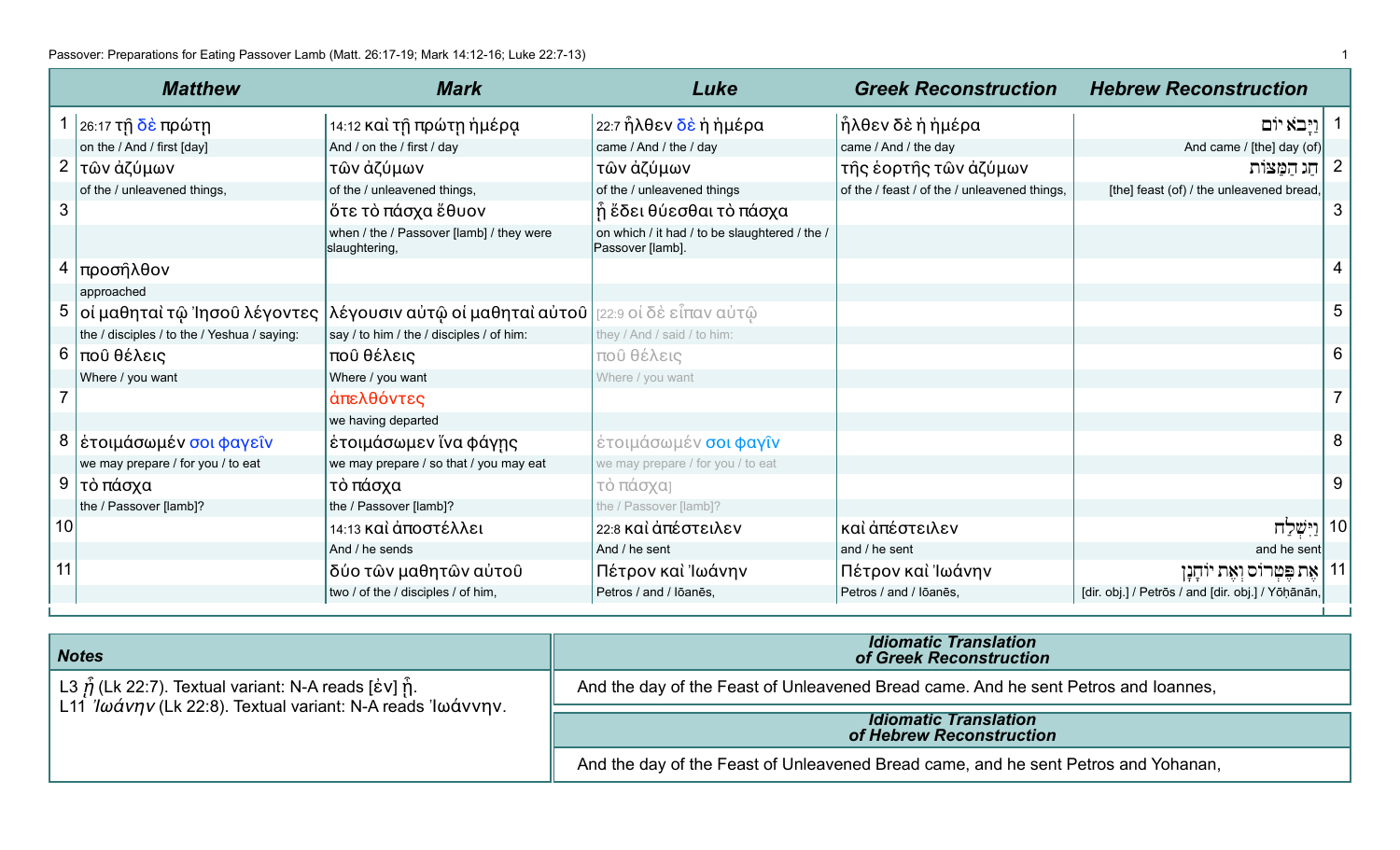Passover: Preparations for Eating Passover Lamb (Matt. 26:17-19; Mark 14:12-16; Luke 22:7-13)

| | Matthew | Mark | Luke | Greek Reconstruction | Hebrew Reconstruction | |
|---|---|---|---|---|---|---|
| 1 | 26:17 τῇ δὲ πρώτῃ | 14:12 καὶ τῇ πρώτῃ ἡμέρᾳ | 22:7 ἦλθεν δὲ ἡ ἡμέρα | ἦλθεν δὲ ἡ ἡμέρα | וַיָּבֹא יוֹם | 1 |
| | on the / And / first [day] | And / on the / first / day | came / And / the / day | came / And / the day | And came / [the] day (of) | |
| 2 | τῶν ἀζύμων | τῶν ἀζύμων | τῶν ἀζύμων | τῆς ἑορτῆς τῶν ἀζύμων | חַג הַמַּצּוֹת | 2 |
| | of the / unleavened things, | of the / unleavened things, | of the / unleavened things | of the / feast / of the / unleavened things, | [the] feast (of) / the unleavened bread, | |
| 3 | | ὅτε τὸ πάσχα ἔθυον | ᾗ ἔδει θύεσθαι τὸ πάσχα | | | 3 |
| | | when / the / Passover [lamb] / they were slaughtering, | on which / it had / to be slaughtered / the / Passover [lamb]. | | | |
| 4 | προσῆλθον | | | | | 4 |
| | approached | | | | | |
| 5 | οἱ μαθηταὶ τῷ Ἰησοῦ λέγοντες | λέγουσιν αὐτῷ οἱ μαθηταὶ αὐτοῦ | [22:9 οἱ δὲ εἶπαν αὐτῷ | | | 5 |
| | the / disciples / to the / Yeshua / saying: | say / to him / the / disciples / of him: | they / And / said / to him: | | | |
| 6 | ποῦ θέλεις | ποῦ θέλεις | ποῦ θέλεις | | | 6 |
| | Where / you want | Where / you want | Where / you want | | | |
| 7 | | ἀπελθόντες | | | | 7 |
| | | we having departed | | | | |
| 8 | ἑτοιμάσωμέν σοι φαγεῖν | ἑτοιμάσωμεν ἵνα φάγῃς | ἑτοιμάσωμέν σοι φαγῖν | | | 8 |
| | we may prepare / for you / to eat | we may prepare / so that / you may eat | we may prepare / for you / to eat | | | |
| 9 | τὸ πάσχα | τὸ πάσχα | τὸ πάσχα] | | | 9 |
| | the / Passover [lamb]? | the / Passover [lamb]? | the / Passover [lamb]? | | | |
| 10 | | 14:13 καὶ ἀποστέλλει | 22:8 καὶ ἀπέστειλεν | καὶ ἀπέστειλεν | וַיִּשְׁלַח | 10 |
| | | And / he sends | And / he sent | and / he sent | and he sent | |
| 11 | | δύο τῶν μαθητῶν αὐτοῦ | Πέτρον καὶ Ἰωάνην | Πέτρον καὶ Ἰωάνην | אֶת פֶּטְרוֹס וְאֶת יוֹחָנָן | 11 |
| | | two / of the / disciples / of him, | Petros / and / Iōanēs, | Petros / and / Iōanēs, | [dir. obj.] / Petrōs / and [dir. obj.] / Yōḥānān, | |

## Notes

L3 ᾗ (Lk 22:7). Textual variant: N-A reads [ἐν] ᾗ.
L11 Ἰωάνην (Lk 22:8). Textual variant: N-A reads Ἰωάννην.

## Idiomatic Translation of Greek Reconstruction

And the day of the Feast of Unleavened Bread came. And he sent Petros and Ioannes,

## Idiomatic Translation of Hebrew Reconstruction

And the day of the Feast of Unleavened Bread came, and he sent Petros and Yohanan,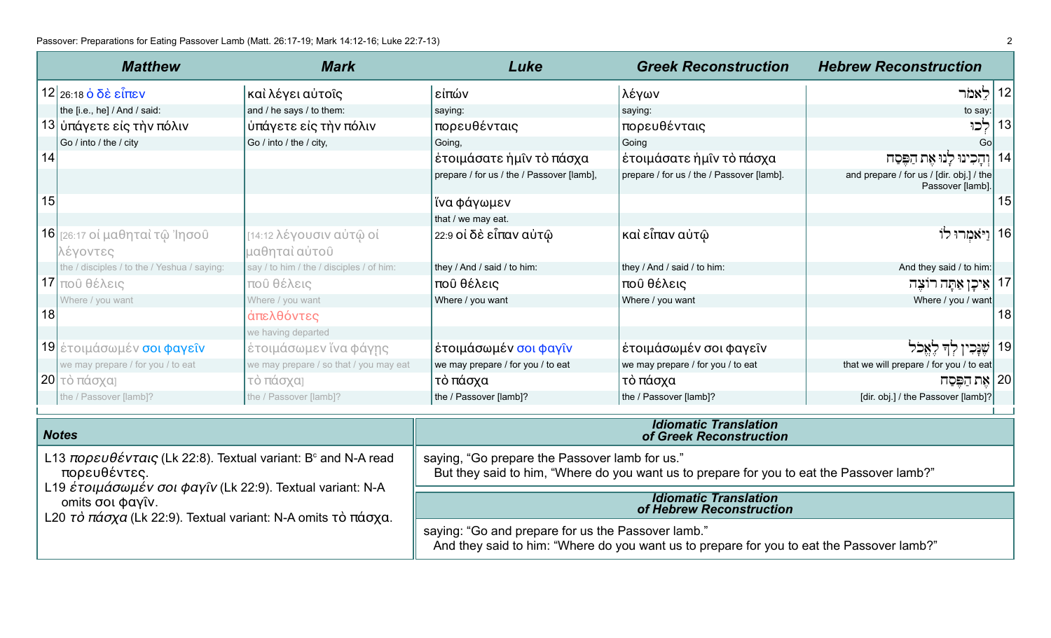| | Matthew | Mark | Luke | Greek Reconstruction | Hebrew Reconstruction | |
|---|---|---|---|---|---|---|
| 12 | 26:18 ὁ δὲ εἶπεν<br>the [i.e., he] / And / said: | καὶ λέγει αὐτοῖς<br>and / he says / to them: | εἰπών<br>saying: | λέγων<br>saying: | לֵאמֹר<br>to say: | 12 |
| 13 | ὑπάγετε εἰς τὴν πόλιν<br>Go / into / the / city | ὑπάγετε εἰς τὴν πόλιν<br>Go / into / the / city, | πορευθέντας<br>Going, | πορευθέντας<br>Going | לְכוּ<br>Go | 13 |
| 14 | | | ἑτοιμάσατε ἡμῖν τὸ πάσχα<br>prepare / for us / the / Passover [lamb], | ἑτοιμάσατε ἡμῖν τὸ πάσχα<br>prepare / for us / the / Passover [lamb]. | וְהָכִינוּ לָנוּ אֶת הַפֶּסַח<br>and prepare / for us / [dir. obj.] / the Passover [lamb]. | 14 |
| 15 | | | ἵνα φάγωμεν<br>that / we may eat. | | | 15 |
| 16 | [26:17 οἱ μαθηταὶ τῷ Ἰησοῦ λέγοντες<br>the / disciples / to the / Yeshua / saying: | [14:12 λέγουσιν αὐτῷ οἱ μαθηταὶ αὐτοῦ<br>say / to him / the / disciples / of him: | 22:9 οἱ δὲ εἶπαν αὐτῷ<br>they / And / said / to him: | καὶ εἶπαν αὐτῷ<br>they / And / said / to him: | וַיֹּאמְרוּ לוֹ<br>And they said / to him: | 16 |
| 17 | ποῦ θέλεις<br>Where / you want | ποῦ θέλεις<br>Where / you want | ποῦ θέλεις<br>Where / you want | ποῦ θέλεις<br>Where / you want | אֵיכָן אַתָּה רוֹצֶה<br>Where / you / want | 17 |
| 18 | | ἀπελθόντες<br>we having departed | | | | 18 |
| 19 | ἑτοιμάσωμέν σοι φαγεῖν<br>we may prepare / for you / to eat | ἑτοιμάσωμεν ἵνα φάγῃς<br>we may prepare / so that / you may eat | ἑτοιμάσωμέν σοι φαγῖν<br>we may prepare / for you / to eat | ἑτοιμάσωμέν σοι φαγεῖν<br>we may prepare / for you / to eat | שֶׁנָּכִין לְךָ לֶאֱכֹל<br>that we will prepare / for you / to eat | 19 |
| 20 | τὸ πάσχα]<br>the / Passover [lamb]? | τὸ πάσχα]<br>the / Passover [lamb]? | τὸ πάσχα<br>the / Passover [lamb]? | τὸ πάσχα<br>the / Passover [lamb]? | אֶת הַפֶּסַח<br>[dir. obj.] / the Passover [lamb]? | 20 |

### Notes

L13 *πορευθέντας* (Lk 22:8). Textual variant: Bᶜ and N-A read πορευθέντες.
L19 *ἑτοιμάσωμέν σοι φαγῖν* (Lk 22:9). Textual variant: N-A omits σοι φαγῖν.
L20 *τὸ πάσχα* (Lk 22:9). Textual variant: N-A omits τὸ πάσχα.

### Idiomatic Translation of Greek Reconstruction

saying, "Go prepare the Passover lamb for us."
But they said to him, "Where do you want us to prepare for you to eat the Passover lamb?"

### Idiomatic Translation of Hebrew Reconstruction

saying: "Go and prepare for us the Passover lamb."
And they said to him: "Where do you want us to prepare for you to eat the Passover lamb?"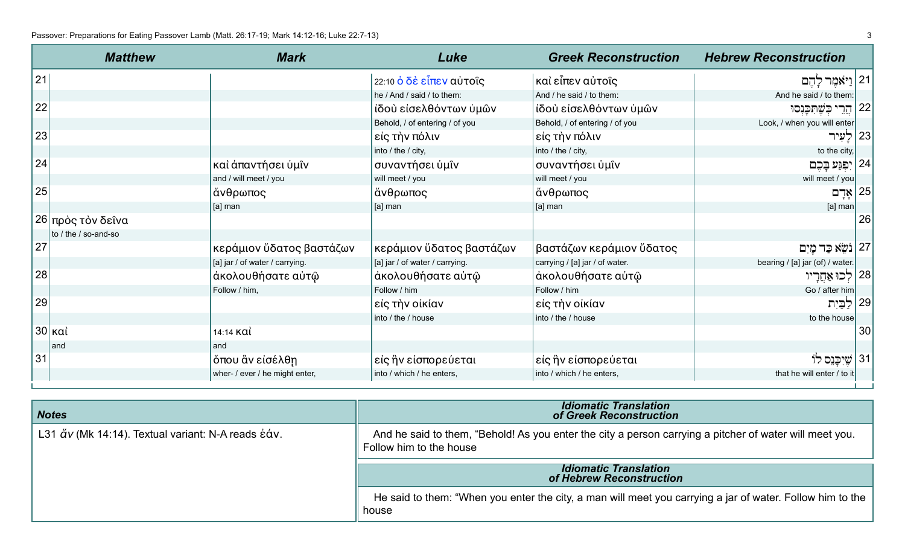| | Matthew | Mark | Luke | Greek Reconstruction | Hebrew Reconstruction | |
|---|---|---|---|---|---|---|
| 21 | | | 22:10 ὁ δὲ εἶπεν αὐτοῖς | καὶ εἶπεν αὐτοῖς | וַיֹּאמֶר לָהֶם | 21 |
| | | | he / And / said / to them: | And / he said / to them: | And he said / to them: | |
| 22 | | | ἰδοὺ εἰσελθόντων ὑμῶν | ἰδοὺ εἰσελθόντων ὑμῶν | הֲרֵי כְּשֶׁתִּכָּנְסוּ | 22 |
| | | | Behold, / of entering / of you | Behold, / of entering / of you | Look, / when you will enter | |
| 23 | | | εἰς τὴν πόλιν | εἰς τὴν πόλιν | לָעִיר | 23 |
| | | | into / the / city, | into / the / city, | to the city, | |
| 24 | | καὶ ἀπαντήσει ὑμῖν | συναντήσει ὑμῖν | συναντήσει ὑμῖν | יִפְגַּע בָּכֶם | 24 |
| | | and / will meet / you | will meet / you | will meet / you | will meet / you | |
| 25 | | ἄνθρωπος | ἄνθρωπος | ἄνθρωπος | אָדָם | 25 |
| | | [a] man | [a] man | [a] man | [a] man | |
| 26 | πρὸς τὸν δεῖνα | | | | | 26 |
| | to / the / so-and-so | | | | | |
| 27 | | κεράμιον ὕδατος βαστάζων | κεράμιον ὕδατος βαστάζων | βαστάζων κεράμιον ὕδατος | נֹשֵׂא כַּד מַיִם | 27 |
| | | [a] jar / of water / carrying. | [a] jar / of water / carrying. | carrying / [a] jar / of water. | bearing / [a] jar (of) / water. | |
| 28 | | ἀκολουθήσατε αὐτῷ | ἀκολουθήσατε αὐτῷ | ἀκολουθήσατε αὐτῷ | לְכוּ אַחֲרָיו | 28 |
| | | Follow / him, | Follow / him | Follow / him | Go / after him | |
| 29 | | | εἰς τὴν οἰκίαν | εἰς τὴν οἰκίαν | לַבַּיִת | 29 |
| | | | into / the / house | into / the / house | to the house | |
| 30 | καὶ | 14:14 καὶ | | | | 30 |
| | and | and | | | | |
| 31 | | ὅπου ἂν εἰσέλθῃ | εἰς ἣν εἰσπορεύεται | εἰς ἣν εἰσπορεύεται | שֶׁיִּכָּנֵס לוֹ | 31 |
| | | wher- / ever / he might enter, | into / which / he enters, | into / which / he enters, | that he will enter / to it | |

**Notes**

L31 ἄν (Mk 14:14). Textual variant: N-A reads ἐάν.

**Idiomatic Translation of Greek Reconstruction**

And he said to them, “Behold! As you enter the city a person carrying a pitcher of water will meet you. Follow him to the house

**Idiomatic Translation of Hebrew Reconstruction**

He said to them: “When you enter the city, a man will meet you carrying a jar of water. Follow him to the house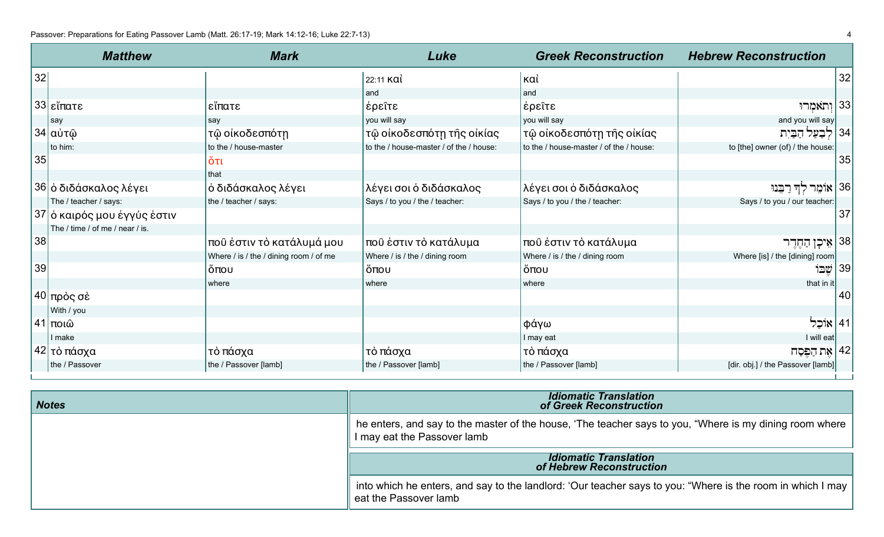| | Matthew | Mark | Luke | Greek Reconstruction | Hebrew Reconstruction | |
|---|---|---|---|---|---|---|
| 32 | | | 22:11 καὶ | καὶ | | 32 |
| | | | and | and | | |
| 33 | εἴπατε | εἴπατε | ἐρεῖτε | ἐρεῖτε | וְתֹאמְרוּ | 33 |
| | say | say | you will say | you will say | and you will say | |
| 34 | αὐτῷ | τῷ οἰκοδεσπότῃ | τῷ οἰκοδεσπότῃ τῆς οἰκίας | τῷ οἰκοδεσπότῃ τῆς οἰκίας | לְבַעַל הַבַּיִת | 34 |
| | to him: | to the / house-master | to the / house-master / of the / house: | to the / house-master / of the / house: | to [the] owner (of) / the house: | |
| 35 | | ὅτι | | | | 35 |
| | | that | | | | |
| 36 | ὁ διδάσκαλος λέγει | ὁ διδάσκαλος λέγει | λέγει σοι ὁ διδάσκαλος | λέγει σοι ὁ διδάσκαλος | אוֹמֵר לְךָ רַבֵּנוּ | 36 |
| | The / teacher / says: | the / teacher / says: | Says / to you / the / teacher: | Says / to you / the / teacher: | Says / to you / our teacher: | |
| 37 | ὁ καιρός μου ἐγγύς ἐστιν | | | | | 37 |
| | The / time / of me / near / is. | | | | | |
| 38 | | ποῦ ἐστιν τὸ κατάλυμά μου | ποῦ ἐστιν τὸ κατάλυμα | ποῦ ἐστιν τὸ κατάλυμα | אֵיכָן הַחֶדֶר | 38 |
| | | Where / is / the / dining room / of me | Where / is / the / dining room | Where / is / the / dining room | Where [is] / the [dining] room | |
| 39 | | ὅπου | ὅπου | ὅπου | שֶׁבּוֹ | 39 |
| | | where | where | where | that in it | |
| 40 | πρὸς σὲ | | | | | 40 |
| | With / you | | | | | |
| 41 | ποιῶ | | | φάγω | אוֹכַל | 41 |
| | I make | | | I may eat | I will eat | |
| 42 | τὸ πάσχα | τὸ πάσχα | τὸ πάσχα | τὸ πάσχα | אֶת הַפֶּסַח | 42 |
| | the / Passover | the / Passover [lamb] | the / Passover [lamb] | the / Passover [lamb] | [dir. obj.] / the Passover [lamb] | |

| Notes |
|---|
| |

| Idiomatic Translation of Greek Reconstruction |
|---|
| he enters, and say to the master of the house, 'The teacher says to you, "Where is my dining room where I may eat the Passover lamb |

| Idiomatic Translation of Hebrew Reconstruction |
|---|
| into which he enters, and say to the landlord: 'Our teacher says to you: "Where is the room in which I may eat the Passover lamb |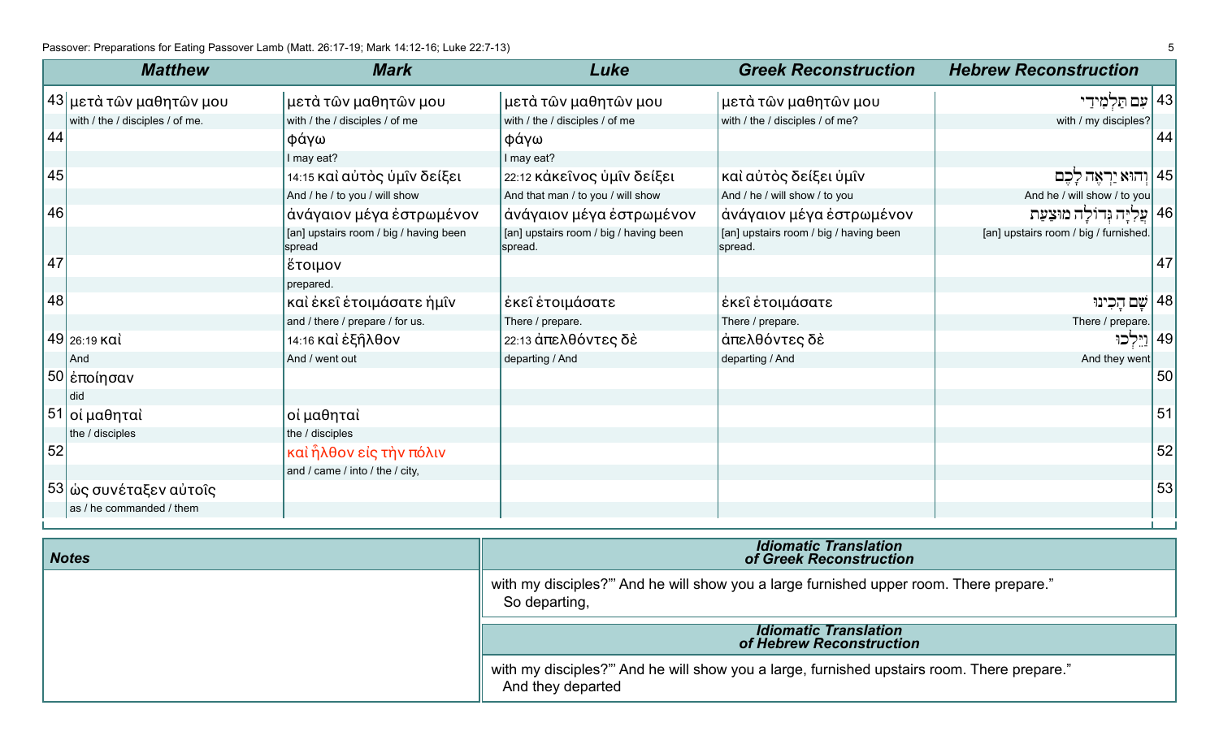| | Matthew | Mark | Luke | Greek Reconstruction | Hebrew Reconstruction | |
|---|---|---|---|---|---|---|
| 43 | μετὰ τῶν μαθητῶν μου | μετὰ τῶν μαθητῶν μου | μετὰ τῶν μαθητῶν μου | μετὰ τῶν μαθητῶν μου | עִם תַּלְמִידַי | 43 |
| | with / the / disciples / of me. | with / the / disciples / of me | with / the / disciples / of me | with / the / disciples / of me? | with / my disciples? | |
| 44 | | φάγω | φάγω | | | 44 |
| | | I may eat? | I may eat? | | | |
| 45 | | 14:15 καὶ αὐτὸς ὑμῖν δείξει | 22:12 κἀκεῖνος ὑμῖν δείξει | καὶ αὐτὸς δείξει ὑμῖν | וְהוּא יַרְאֶה לָכֶם | 45 |
| | | And / he / to you / will show | And that man / to you / will show | And / he / will show / to you | And he / will show / to you | |
| 46 | | ἀνάγαιον μέγα ἐστρωμένον | ἀνάγαιον μέγα ἐστρωμένον | ἀνάγαιον μέγα ἐστρωμένον | עֲלִיָּה גְּדוֹלָה מוּצַעַת | 46 |
| | | [an] upstairs room / big / having been spread | [an] upstairs room / big / having been spread. | [an] upstairs room / big / having been spread. | [an] upstairs room / big / furnished. | |
| 47 | | ἕτοιμον | | | | 47 |
| | | prepared. | | | | |
| 48 | | καὶ ἐκεῖ ἑτοιμάσατε ἡμῖν | ἐκεῖ ἑτοιμάσατε | ἐκεῖ ἑτοιμάσατε | שָׁם הָכִינוּ | 48 |
| | | and / there / prepare / for us. | There / prepare. | There / prepare. | There / prepare. | |
| 49 | 26:19 καὶ | 14:16 καὶ ἐξῆλθον | 22:13 ἀπελθόντες δὲ | ἀπελθόντες δὲ | וַיֵּלְכוּ | 49 |
| | And | And / went out | departing / And | departing / And | And they went | |
| 50 | ἐποίησαν | | | | | 50 |
| | did | | | | | |
| 51 | οἱ μαθηταὶ | οἱ μαθηταὶ | | | | 51 |
| | the / disciples | the / disciples | | | | |
| 52 | | καὶ ἦλθον εἰς τὴν πόλιν | | | | 52 |
| | | and / came / into / the / city, | | | | |
| 53 | ὡς συνέταξεν αὐτοῖς | | | | | 53 |
| | as / he commanded / them | | | | | |

| Notes | Idiomatic Translation of Greek Reconstruction |
|---|---|
| | with my disciples?"' And he will show you a large furnished upper room. There prepare." So departing, |

| Idiomatic Translation of Hebrew Reconstruction |
|---|
| with my disciples?"' And he will show you a large, furnished upstairs room. There prepare." And they departed |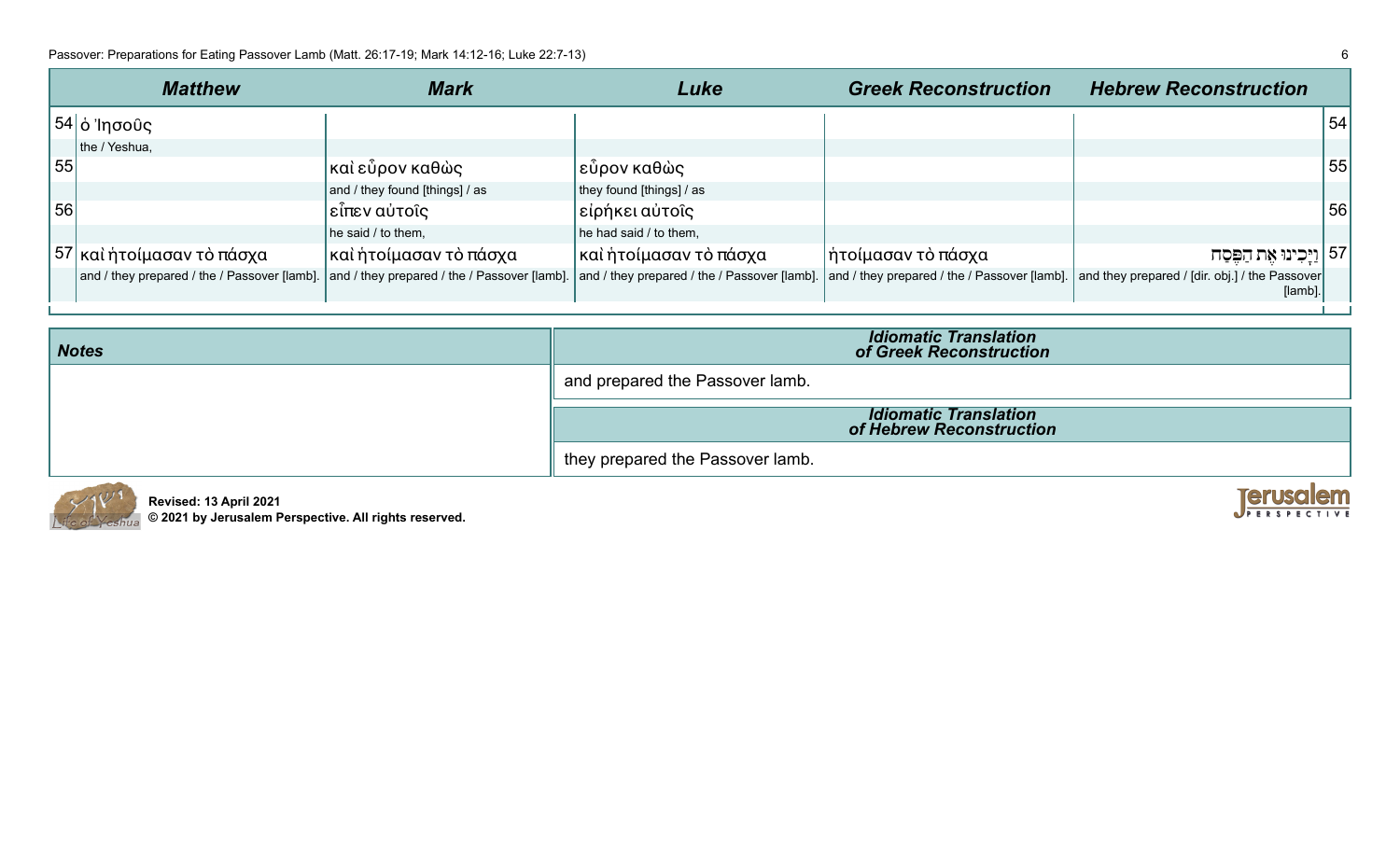| | Matthew | Mark | Luke | Greek Reconstruction | Hebrew Reconstruction | |
|---|---|---|---|---|---|---|
| 54 | ὁ Ἰησοῦς<br>the / Yeshua, | | | | | 54 |
| 55 | | καὶ εὗρον καθὼς<br>and / they found [things] / as | εὗρον καθὼς<br>they found [things] / as | | | 55 |
| 56 | | εἶπεν αὐτοῖς<br>he said / to them, | εἰρήκει αὐτοῖς<br>he had said / to them, | | | 56 |
| 57 | καὶ ἡτοίμασαν τὸ πάσχα<br>and / they prepared / the / Passover [lamb]. | καὶ ἡτοίμασαν τὸ πάσχα<br>and / they prepared / the / Passover [lamb]. | καὶ ἡτοίμασαν τὸ πάσχα<br>and / they prepared / the / Passover [lamb]. | ἡτοίμασαν τὸ πάσχα<br>and / they prepared / the / Passover [lamb]. | וַיָּכִינוּ אֶת הַפֶּסַח<br>and they prepared / [dir. obj.] / the Passover [lamb]. | 57 |

| Notes | Idiomatic Translation of Greek Reconstruction |
|---|---|
| | and prepared the Passover lamb. |
| | **Idiomatic Translation of Hebrew Reconstruction** |
| | they prepared the Passover lamb. |

**Revised: 13 April 2021**
**© 2021 by Jerusalem Perspective. All rights reserved.**